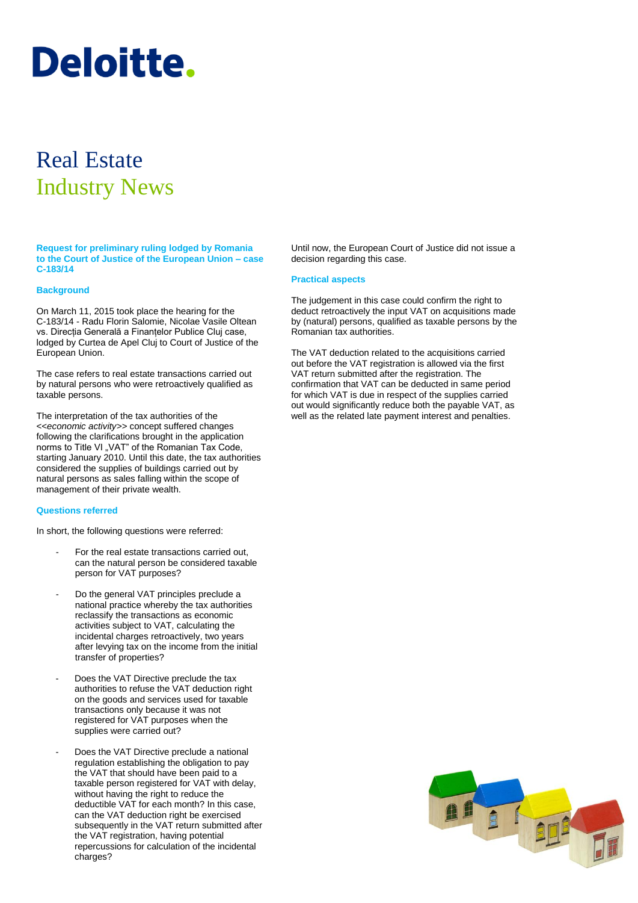# Deloitte.

# Real Estate
## Industry News

### Request for preliminary ruling lodged by Romania to the Court of Justice of the European Union – case C-183/14

#### Background

On March 11, 2015 took place the hearing for the C-183/14 - Radu Florin Salomie, Nicolae Vasile Oltean vs. Direcția Generală a Finanțelor Publice Cluj case, lodged by Curtea de Apel Cluj to Court of Justice of the European Union.

The case refers to real estate transactions carried out by natural persons who were retroactively qualified as taxable persons.

The interpretation of the tax authorities of the <<*economic activity*>> concept suffered changes following the clarifications brought in the application norms to Title VI „VAT" of the Romanian Tax Code, starting January 2010. Until this date, the tax authorities considered the supplies of buildings carried out by natural persons as sales falling within the scope of management of their private wealth.

#### Questions referred

In short, the following questions were referred:

- For the real estate transactions carried out, can the natural person be considered taxable person for VAT purposes?
- Do the general VAT principles preclude a national practice whereby the tax authorities reclassify the transactions as economic activities subject to VAT, calculating the incidental charges retroactively, two years after levying tax on the income from the initial transfer of properties?
- Does the VAT Directive preclude the tax authorities to refuse the VAT deduction right on the goods and services used for taxable transactions only because it was not registered for VAT purposes when the supplies were carried out?
- Does the VAT Directive preclude a national regulation establishing the obligation to pay the VAT that should have been paid to a taxable person registered for VAT with delay, without having the right to reduce the deductible VAT for each month? In this case, can the VAT deduction right be exercised subsequently in the VAT return submitted after the VAT registration, having potential repercussions for calculation of the incidental charges?

Until now, the European Court of Justice did not issue a decision regarding this case.

#### Practical aspects

The judgement in this case could confirm the right to deduct retroactively the input VAT on acquisitions made by (natural) persons, qualified as taxable persons by the Romanian tax authorities.

The VAT deduction related to the acquisitions carried out before the VAT registration is allowed via the first VAT return submitted after the registration. The confirmation that VAT can be deducted in same period for which VAT is due in respect of the supplies carried out would significantly reduce both the payable VAT, as well as the related late payment interest and penalties.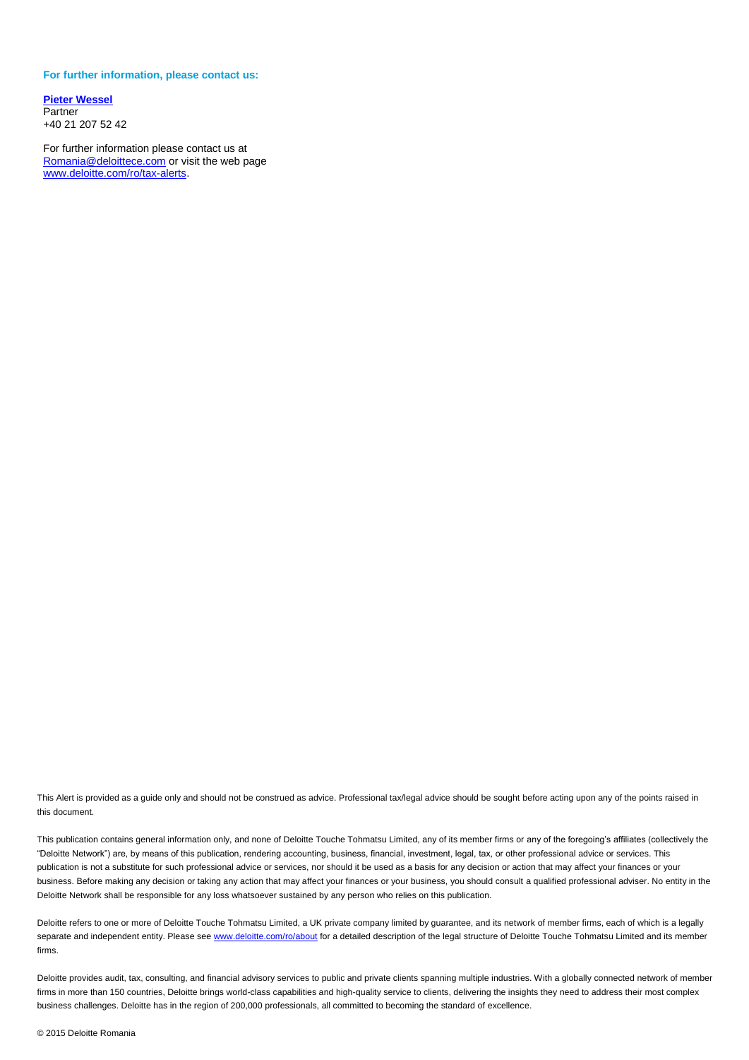**For further information, please contact us:**

**Pieter Wessel**
Partner
+40 21 207 52 42

For further information please contact us at Romania@deloittece.com or visit the web page www.deloitte.com/ro/tax-alerts.

This Alert is provided as a guide only and should not be construed as advice. Professional tax/legal advice should be sought before acting upon any of the points raised in this document.

This publication contains general information only, and none of Deloitte Touche Tohmatsu Limited, any of its member firms or any of the foregoing's affiliates (collectively the "Deloitte Network") are, by means of this publication, rendering accounting, business, financial, investment, legal, tax, or other professional advice or services. This publication is not a substitute for such professional advice or services, nor should it be used as a basis for any decision or action that may affect your finances or your business. Before making any decision or taking any action that may affect your finances or your business, you should consult a qualified professional adviser. No entity in the Deloitte Network shall be responsible for any loss whatsoever sustained by any person who relies on this publication.

Deloitte refers to one or more of Deloitte Touche Tohmatsu Limited, a UK private company limited by guarantee, and its network of member firms, each of which is a legally separate and independent entity. Please see www.deloitte.com/ro/about for a detailed description of the legal structure of Deloitte Touche Tohmatsu Limited and its member firms.

Deloitte provides audit, tax, consulting, and financial advisory services to public and private clients spanning multiple industries. With a globally connected network of member firms in more than 150 countries, Deloitte brings world-class capabilities and high-quality service to clients, delivering the insights they need to address their most complex business challenges. Deloitte has in the region of 200,000 professionals, all committed to becoming the standard of excellence.

© 2015 Deloitte Romania